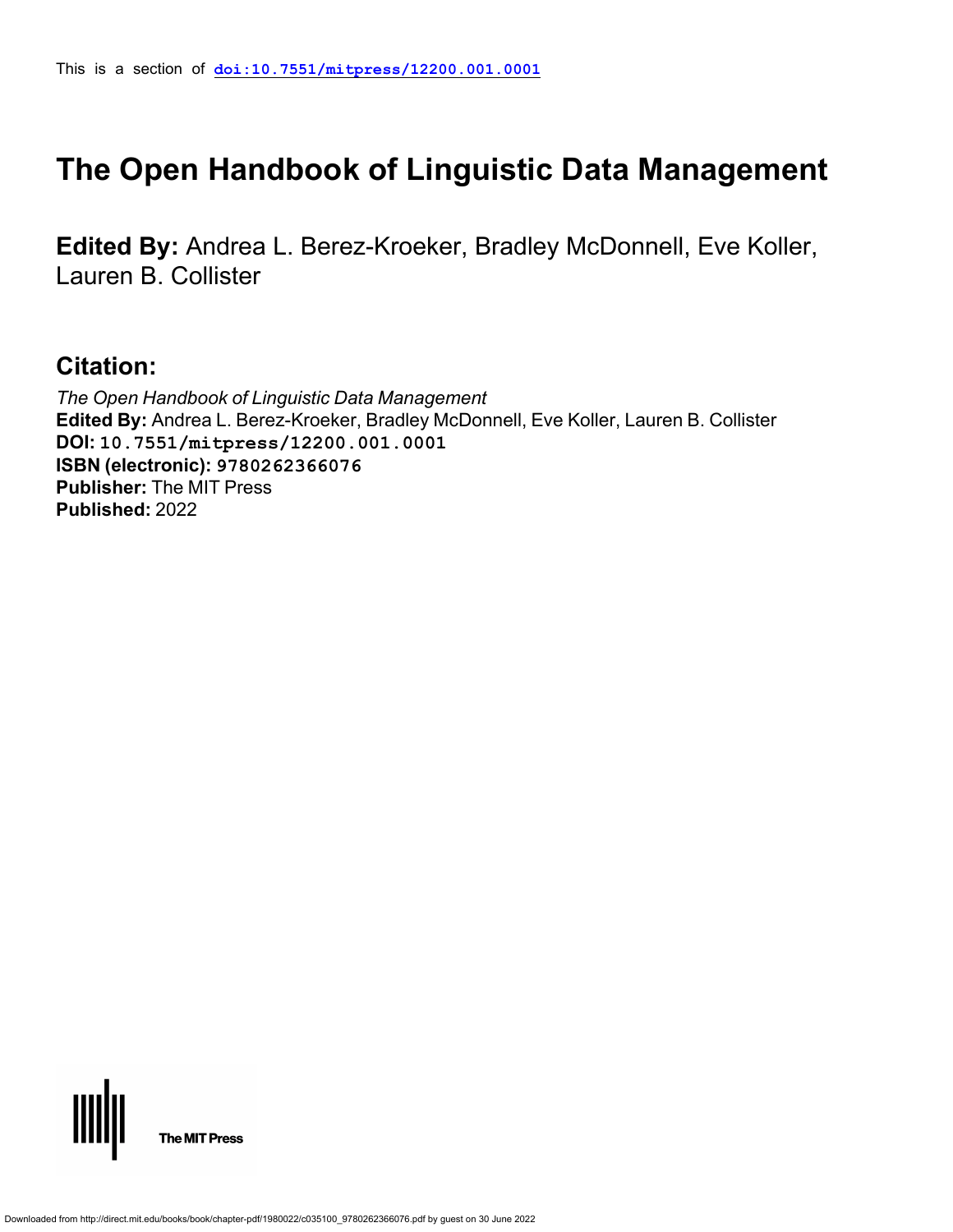This is a section of **doi:10.7551/mitpress/12200.001.0001**

# The Open Handbook of Linguistic Data Management

**Edited By:** Andrea L. Berez-Kroeker, Bradley McDonnell, Eve Koller, Lauren B. Collister

## Citation:

*The Open Handbook of Linguistic Data Management*
**Edited By:** Andrea L. Berez-Kroeker, Bradley McDonnell, Eve Koller, Lauren B. Collister
**DOI:** 10.7551/mitpress/12200.001.0001
**ISBN (electronic):** 9780262366076
**Publisher:** The MIT Press
**Published:** 2022

The MIT Press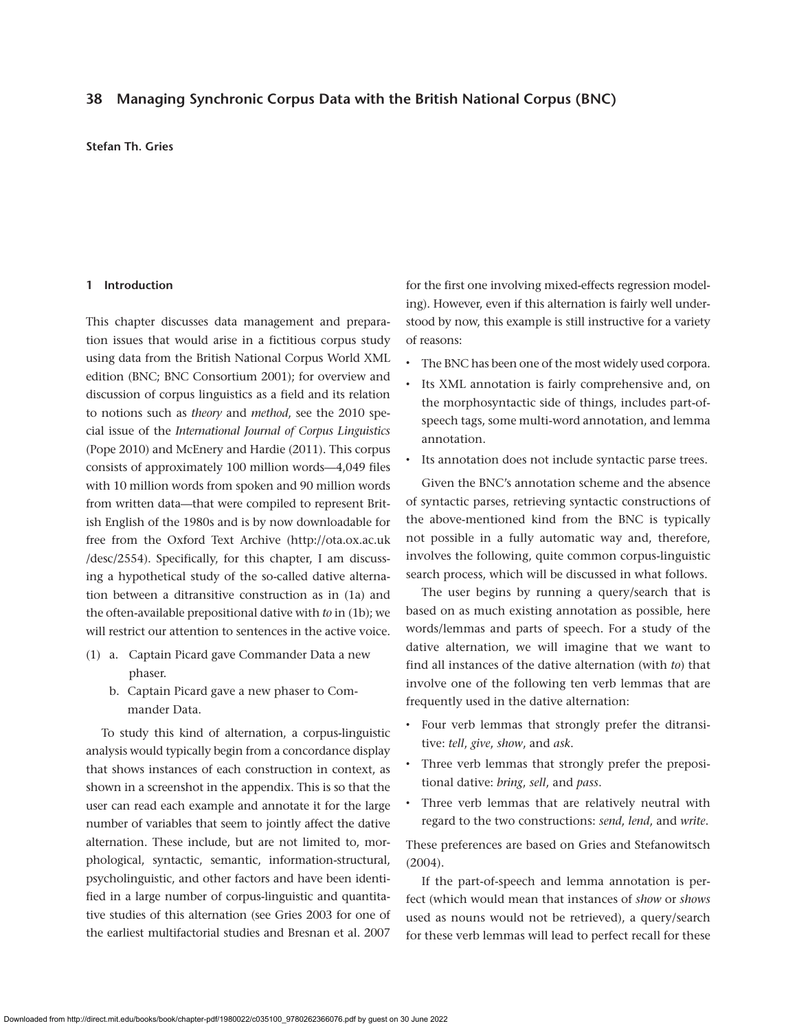# 38 Managing Synchronic Corpus Data with the British National Corpus (BNC)

**Stefan Th. Gries**

## 1 Introduction

This chapter discusses data management and preparation issues that would arise in a fictitious corpus study using data from the British National Corpus World XML edition (BNC; BNC Consortium 2001); for overview and discussion of corpus linguistics as a field and its relation to notions such as *theory* and *method*, see the 2010 special issue of the *International Journal of Corpus Linguistics* (Pope 2010) and McEnery and Hardie (2011). This corpus consists of approximately 100 million words—4,049 files with 10 million words from spoken and 90 million words from written data—that were compiled to represent British English of the 1980s and is by now downloadable for free from the Oxford Text Archive (http://ota.ox.ac.uk/desc/2554). Specifically, for this chapter, I am discussing a hypothetical study of the so-called dative alternation between a ditransitive construction as in (1a) and the often-available prepositional dative with *to* in (1b); we will restrict our attention to sentences in the active voice.

(1) a. Captain Picard gave Commander Data a new phaser.
   b. Captain Picard gave a new phaser to Commander Data.

To study this kind of alternation, a corpus-linguistic analysis would typically begin from a concordance display that shows instances of each construction in context, as shown in a screenshot in the appendix. This is so that the user can read each example and annotate it for the large number of variables that seem to jointly affect the dative alternation. These include, but are not limited to, morphological, syntactic, semantic, information-structural, psycholinguistic, and other factors and have been identified in a large number of corpus-linguistic and quantitative studies of this alternation (see Gries 2003 for one of the earliest multifactorial studies and Bresnan et al. 2007 for the first one involving mixed-effects regression modeling). However, even if this alternation is fairly well understood by now, this example is still instructive for a variety of reasons:

- The BNC has been one of the most widely used corpora.
- Its XML annotation is fairly comprehensive and, on the morphosyntactic side of things, includes part-of-speech tags, some multi-word annotation, and lemma annotation.
- Its annotation does not include syntactic parse trees.

Given the BNC's annotation scheme and the absence of syntactic parses, retrieving syntactic constructions of the above-mentioned kind from the BNC is typically not possible in a fully automatic way and, therefore, involves the following, quite common corpus-linguistic search process, which will be discussed in what follows.

The user begins by running a query/search that is based on as much existing annotation as possible, here words/lemmas and parts of speech. For a study of the dative alternation, we will imagine that we want to find all instances of the dative alternation (with *to*) that involve one of the following ten verb lemmas that are frequently used in the dative alternation:

- Four verb lemmas that strongly prefer the ditransitive: *tell*, *give*, *show*, and *ask*.
- Three verb lemmas that strongly prefer the prepositional dative: *bring*, *sell*, and *pass*.
- Three verb lemmas that are relatively neutral with regard to the two constructions: *send*, *lend*, and *write*.

These preferences are based on Gries and Stefanowitsch (2004).

If the part-of-speech and lemma annotation is perfect (which would mean that instances of *show* or *shows* used as nouns would not be retrieved), a query/search for these verb lemmas will lead to perfect recall for these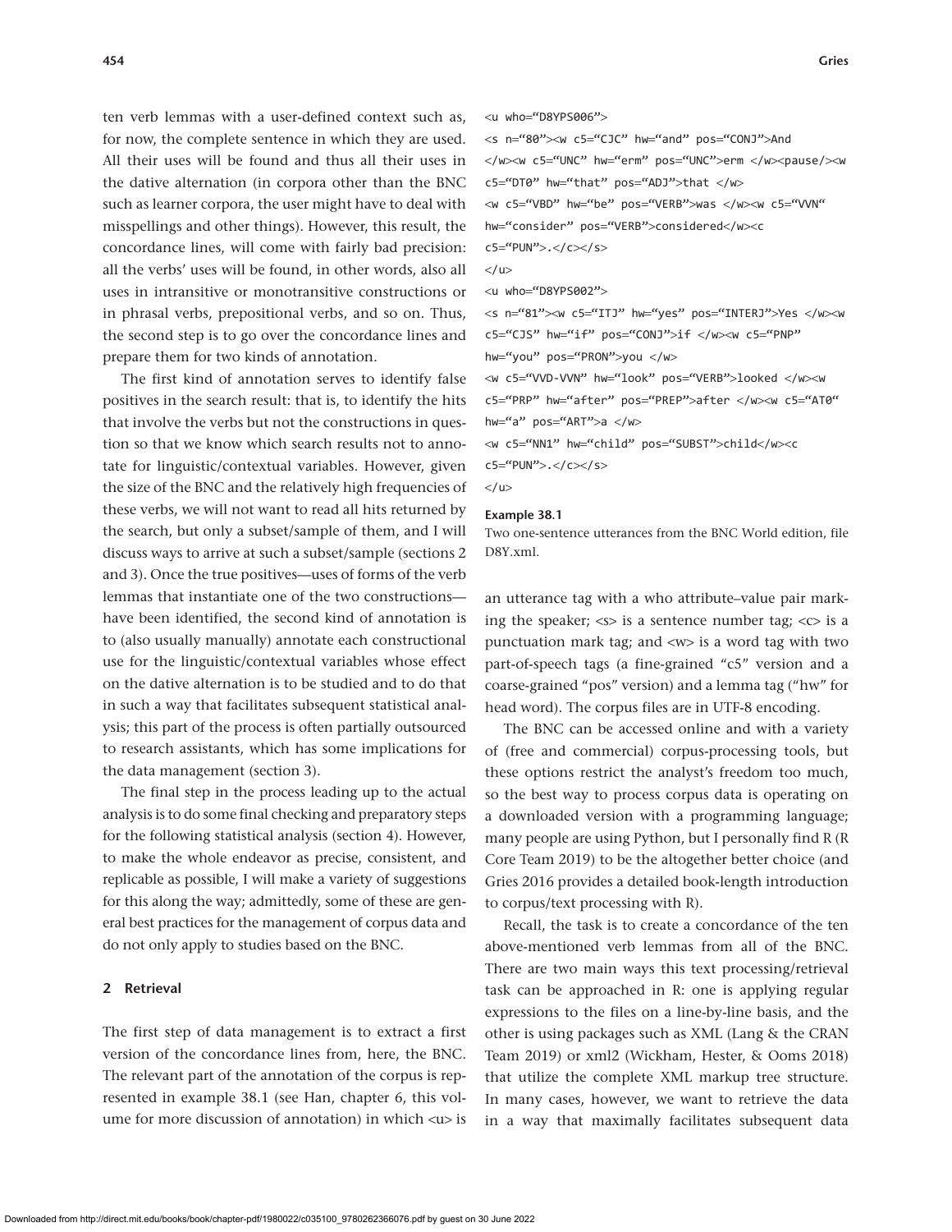ten verb lemmas with a user-defined context such as, for now, the complete sentence in which they are used. All their uses will be found and thus all their uses in the dative alternation (in corpora other than the BNC such as learner corpora, the user might have to deal with misspellings and other things). However, this result, the concordance lines, will come with fairly bad precision: all the verbs' uses will be found, in other words, also all uses in intransitive or monotransitive constructions or in phrasal verbs, prepositional verbs, and so on. Thus, the second step is to go over the concordance lines and prepare them for two kinds of annotation.

The first kind of annotation serves to identify false positives in the search result: that is, to identify the hits that involve the verbs but not the constructions in question so that we know which search results not to annotate for linguistic/contextual variables. However, given the size of the BNC and the relatively high frequencies of these verbs, we will not want to read all hits returned by the search, but only a subset/sample of them, and I will discuss ways to arrive at such a subset/sample (sections 2 and 3). Once the true positives—uses of forms of the verb lemmas that instantiate one of the two constructions—have been identified, the second kind of annotation is to (also usually manually) annotate each constructional use for the linguistic/contextual variables whose effect on the dative alternation is to be studied and to do that in such a way that facilitates subsequent statistical analysis; this part of the process is often partially outsourced to research assistants, which has some implications for the data management (section 3).

The final step in the process leading up to the actual analysis is to do some final checking and preparatory steps for the following statistical analysis (section 4). However, to make the whole endeavor as precise, consistent, and replicable as possible, I will make a variety of suggestions for this along the way; admittedly, some of these are general best practices for the management of corpus data and do not only apply to studies based on the BNC.

## 2 Retrieval

The first step of data management is to extract a first version of the concordance lines from, here, the BNC. The relevant part of the annotation of the corpus is represented in example 38.1 (see Han, chapter 6, this volume for more discussion of annotation) in which <u> is an utterance tag with a who attribute–value pair marking the speaker; <s> is a sentence number tag; <c> is a punctuation mark tag; and <w> is a word tag with two part-of-speech tags (a fine-grained "c5" version and a coarse-grained "pos" version) and a lemma tag ("hw" for head word). The corpus files are in UTF-8 encoding.

```
<u who="D8YPS006">
<s n="80"><w c5="CJC" hw="and" pos="CONJ">And
</w><w c5="UNC" hw="erm" pos="UNC">erm </w><pause/><w
c5="DT0" hw="that" pos="ADJ">that </w>
<w c5="VBD" hw="be" pos="VERB">was </w><w c5="VVN"
hw="consider" pos="VERB">considered</w><c
c5="PUN">.</c></s>
</u>
<u who="D8YPS002">
<s n="81"><w c5="ITJ" hw="yes" pos="INTERJ">Yes </w><w
c5="CJS" hw="if" pos="CONJ">if </w><w c5="PNP"
hw="you" pos="PRON">you </w>
<w c5="VVD-VVN" hw="look" pos="VERB">looked </w><w
c5="PRP" hw="after" pos="PREP">after </w><w c5="AT0"
hw="a" pos="ART">a </w>
<w c5="NN1" hw="child" pos="SUBST">child</w><c
c5="PUN">.</c></s>
</u>
```

**Example 38.1**
Two one-sentence utterances from the BNC World edition, file D8Y.xml.

The BNC can be accessed online and with a variety of (free and commercial) corpus-processing tools, but these options restrict the analyst's freedom too much, so the best way to process corpus data is operating on a downloaded version with a programming language; many people are using Python, but I personally find R (R Core Team 2019) to be the altogether better choice (and Gries 2016 provides a detailed book-length introduction to corpus/text processing with R).

Recall, the task is to create a concordance of the ten above-mentioned verb lemmas from all of the BNC. There are two main ways this text processing/retrieval task can be approached in R: one is applying regular expressions to the files on a line-by-line basis, and the other is using packages such as XML (Lang & the CRAN Team 2019) or xml2 (Wickham, Hester, & Ooms 2018) that utilize the complete XML markup tree structure. In many cases, however, we want to retrieve the data in a way that maximally facilitates subsequent data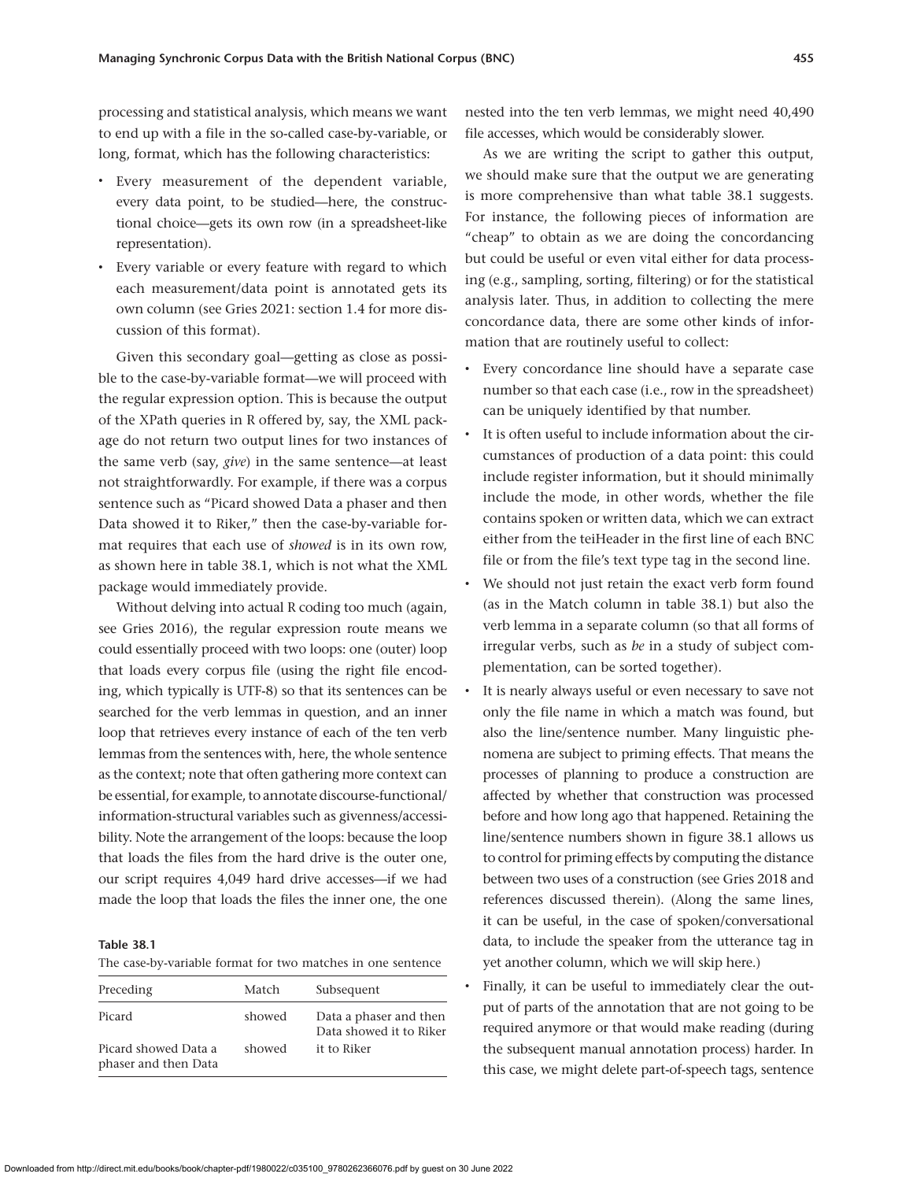processing and statistical analysis, which means we want to end up with a file in the so-called case-by-variable, or long, format, which has the following characteristics:

- Every measurement of the dependent variable, every data point, to be studied—here, the constructional choice—gets its own row (in a spreadsheet-like representation).
- Every variable or every feature with regard to which each measurement/data point is annotated gets its own column (see Gries 2021: section 1.4 for more discussion of this format).

Given this secondary goal—getting as close as possible to the case-by-variable format—we will proceed with the regular expression option. This is because the output of the XPath queries in R offered by, say, the XML package do not return two output lines for two instances of the same verb (say, *give*) in the same sentence—at least not straightforwardly. For example, if there was a corpus sentence such as "Picard showed Data a phaser and then Data showed it to Riker," then the case-by-variable format requires that each use of *showed* is in its own row, as shown here in table 38.1, which is not what the XML package would immediately provide.

Without delving into actual R coding too much (again, see Gries 2016), the regular expression route means we could essentially proceed with two loops: one (outer) loop that loads every corpus file (using the right file encoding, which typically is UTF-8) so that its sentences can be searched for the verb lemmas in question, and an inner loop that retrieves every instance of each of the ten verb lemmas from the sentences with, here, the whole sentence as the context; note that often gathering more context can be essential, for example, to annotate discourse-functional/information-structural variables such as givenness/accessibility. Note the arrangement of the loops: because the loop that loads the files from the hard drive is the outer one, our script requires 4,049 hard drive accesses—if we had made the loop that loads the files the inner one, the one nested into the ten verb lemmas, we might need 40,490 file accesses, which would be considerably slower.

**Table 38.1**
The case-by-variable format for two matches in one sentence

| Preceding | Match | Subsequent |
|---|---|---|
| Picard | showed | Data a phaser and then Data showed it to Riker |
| Picard showed Data a phaser and then Data | showed | it to Riker |

As we are writing the script to gather this output, we should make sure that the output we are generating is more comprehensive than what table 38.1 suggests. For instance, the following pieces of information are "cheap" to obtain as we are doing the concordancing but could be useful or even vital either for data processing (e.g., sampling, sorting, filtering) or for the statistical analysis later. Thus, in addition to collecting the mere concordance data, there are some other kinds of information that are routinely useful to collect:

- Every concordance line should have a separate case number so that each case (i.e., row in the spreadsheet) can be uniquely identified by that number.
- It is often useful to include information about the circumstances of production of a data point: this could include register information, but it should minimally include the mode, in other words, whether the file contains spoken or written data, which we can extract either from the teiHeader in the first line of each BNC file or from the file's text type tag in the second line.
- We should not just retain the exact verb form found (as in the Match column in table 38.1) but also the verb lemma in a separate column (so that all forms of irregular verbs, such as *be* in a study of subject complementation, can be sorted together).
- It is nearly always useful or even necessary to save not only the file name in which a match was found, but also the line/sentence number. Many linguistic phenomena are subject to priming effects. That means the processes of planning to produce a construction are affected by whether that construction was processed before and how long ago that happened. Retaining the line/sentence numbers shown in figure 38.1 allows us to control for priming effects by computing the distance between two uses of a construction (see Gries 2018 and references discussed therein). (Along the same lines, it can be useful, in the case of spoken/conversational data, to include the speaker from the utterance tag in yet another column, which we will skip here.)
- Finally, it can be useful to immediately clear the output of parts of the annotation that are not going to be required anymore or that would make reading (during the subsequent manual annotation process) harder. In this case, we might delete part-of-speech tags, sentence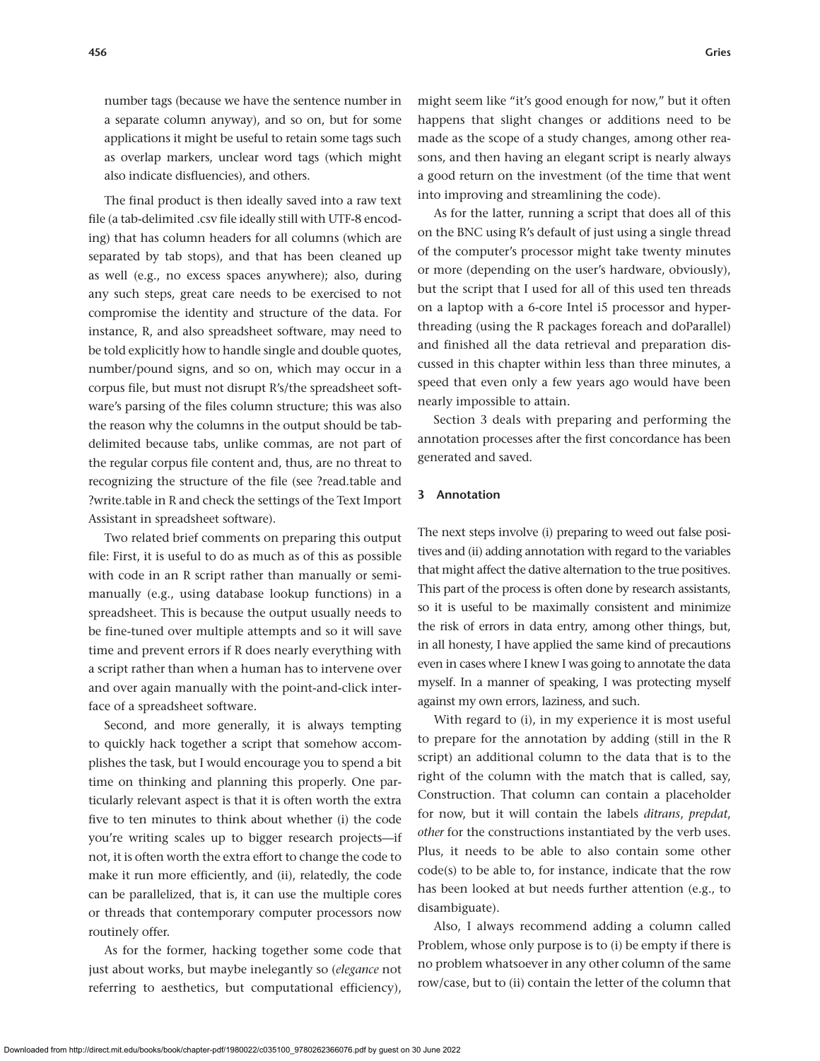number tags (because we have the sentence number in a separate column anyway), and so on, but for some applications it might be useful to retain some tags such as overlap markers, unclear word tags (which might also indicate disfluencies), and others.

The final product is then ideally saved into a raw text file (a tab-delimited .csv file ideally still with UTF-8 encoding) that has column headers for all columns (which are separated by tab stops), and that has been cleaned up as well (e.g., no excess spaces anywhere); also, during any such steps, great care needs to be exercised to not compromise the identity and structure of the data. For instance, R, and also spreadsheet software, may need to be told explicitly how to handle single and double quotes, number/pound signs, and so on, which may occur in a corpus file, but must not disrupt R's/the spreadsheet software's parsing of the files column structure; this was also the reason why the columns in the output should be tab-delimited because tabs, unlike commas, are not part of the regular corpus file content and, thus, are no threat to recognizing the structure of the file (see ?read.table and ?write.table in R and check the settings of the Text Import Assistant in spreadsheet software).

Two related brief comments on preparing this output file: First, it is useful to do as much as of this as possible with code in an R script rather than manually or semi-manually (e.g., using database lookup functions) in a spreadsheet. This is because the output usually needs to be fine-tuned over multiple attempts and so it will save time and prevent errors if R does nearly everything with a script rather than when a human has to intervene over and over again manually with the point-and-click interface of a spreadsheet software.

Second, and more generally, it is always tempting to quickly hack together a script that somehow accomplishes the task, but I would encourage you to spend a bit time on thinking and planning this properly. One particularly relevant aspect is that it is often worth the extra five to ten minutes to think about whether (i) the code you're writing scales up to bigger research projects—if not, it is often worth the extra effort to change the code to make it run more efficiently, and (ii), relatedly, the code can be parallelized, that is, it can use the multiple cores or threads that contemporary computer processors now routinely offer.

As for the former, hacking together some code that just about works, but maybe inelegantly so (*elegance* not referring to aesthetics, but computational efficiency), might seem like "it's good enough for now," but it often happens that slight changes or additions need to be made as the scope of a study changes, among other reasons, and then having an elegant script is nearly always a good return on the investment (of the time that went into improving and streamlining the code).

As for the latter, running a script that does all of this on the BNC using R's default of just using a single thread of the computer's processor might take twenty minutes or more (depending on the user's hardware, obviously), but the script that I used for all of this used ten threads on a laptop with a 6-core Intel i5 processor and hyperthreading (using the R packages foreach and doParallel) and finished all the data retrieval and preparation discussed in this chapter within less than three minutes, a speed that even only a few years ago would have been nearly impossible to attain.

Section 3 deals with preparing and performing the annotation processes after the first concordance has been generated and saved.

## 3 Annotation

The next steps involve (i) preparing to weed out false positives and (ii) adding annotation with regard to the variables that might affect the dative alternation to the true positives. This part of the process is often done by research assistants, so it is useful to be maximally consistent and minimize the risk of errors in data entry, among other things, but, in all honesty, I have applied the same kind of precautions even in cases where I knew I was going to annotate the data myself. In a manner of speaking, I was protecting myself against my own errors, laziness, and such.

With regard to (i), in my experience it is most useful to prepare for the annotation by adding (still in the R script) an additional column to the data that is to the right of the column with the match that is called, say, Construction. That column can contain a placeholder for now, but it will contain the labels *ditrans*, *prepdat*, *other* for the constructions instantiated by the verb uses. Plus, it needs to be able to also contain some other code(s) to be able to, for instance, indicate that the row has been looked at but needs further attention (e.g., to disambiguate).

Also, I always recommend adding a column called Problem, whose only purpose is to (i) be empty if there is no problem whatsoever in any other column of the same row/case, but to (ii) contain the letter of the column that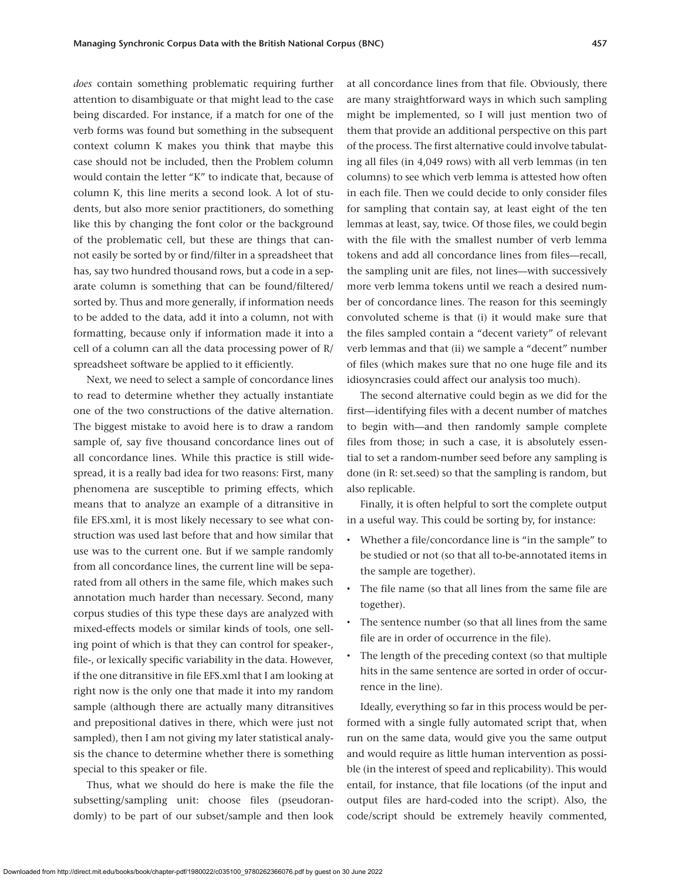*does* contain something problematic requiring further attention to disambiguate or that might lead to the case being discarded. For instance, if a match for one of the verb forms was found but something in the subsequent context column K makes you think that maybe this case should not be included, then the Problem column would contain the letter "K" to indicate that, because of column K, this line merits a second look. A lot of students, but also more senior practitioners, do something like this by changing the font color or the background of the problematic cell, but these are things that cannot easily be sorted by or find/filter in a spreadsheet that has, say two hundred thousand rows, but a code in a separate column is something that can be found/filtered/sorted by. Thus and more generally, if information needs to be added to the data, add it into a column, not with formatting, because only if information made it into a cell of a column can all the data processing power of R/spreadsheet software be applied to it efficiently.

Next, we need to select a sample of concordance lines to read to determine whether they actually instantiate one of the two constructions of the dative alternation. The biggest mistake to avoid here is to draw a random sample of, say five thousand concordance lines out of all concordance lines. While this practice is still widespread, it is a really bad idea for two reasons: First, many phenomena are susceptible to priming effects, which means that to analyze an example of a ditransitive in file EFS.xml, it is most likely necessary to see what construction was used last before that and how similar that use was to the current one. But if we sample randomly from all concordance lines, the current line will be separated from all others in the same file, which makes such annotation much harder than necessary. Second, many corpus studies of this type these days are analyzed with mixed-effects models or similar kinds of tools, one selling point of which is that they can control for speaker-, file-, or lexically specific variability in the data. However, if the one ditransitive in file EFS.xml that I am looking at right now is the only one that made it into my random sample (although there are actually many ditransitives and prepositional datives in there, which were just not sampled), then I am not giving my later statistical analysis the chance to determine whether there is something special to this speaker or file.

Thus, what we should do here is make the file the subsetting/sampling unit: choose files (pseudorandomly) to be part of our subset/sample and then look at all concordance lines from that file. Obviously, there are many straightforward ways in which such sampling might be implemented, so I will just mention two of them that provide an additional perspective on this part of the process. The first alternative could involve tabulating all files (in 4,049 rows) with all verb lemmas (in ten columns) to see which verb lemma is attested how often in each file. Then we could decide to only consider files for sampling that contain say, at least eight of the ten lemmas at least, say, twice. Of those files, we could begin with the file with the smallest number of verb lemma tokens and add all concordance lines from files—recall, the sampling unit are files, not lines—with successively more verb lemma tokens until we reach a desired number of concordance lines. The reason for this seemingly convoluted scheme is that (i) it would make sure that the files sampled contain a "decent variety" of relevant verb lemmas and that (ii) we sample a "decent" number of files (which makes sure that no one huge file and its idiosyncrasies could affect our analysis too much).

The second alternative could begin as we did for the first—identifying files with a decent number of matches to begin with—and then randomly sample complete files from those; in such a case, it is absolutely essential to set a random-number seed before any sampling is done (in R: set.seed) so that the sampling is random, but also replicable.

Finally, it is often helpful to sort the complete output in a useful way. This could be sorting by, for instance:

- Whether a file/concordance line is "in the sample" to be studied or not (so that all to-be-annotated items in the sample are together).
- The file name (so that all lines from the same file are together).
- The sentence number (so that all lines from the same file are in order of occurrence in the file).
- The length of the preceding context (so that multiple hits in the same sentence are sorted in order of occurrence in the line).

Ideally, everything so far in this process would be performed with a single fully automated script that, when run on the same data, would give you the same output and would require as little human intervention as possible (in the interest of speed and replicability). This would entail, for instance, that file locations (of the input and output files are hard-coded into the script). Also, the code/script should be extremely heavily commented,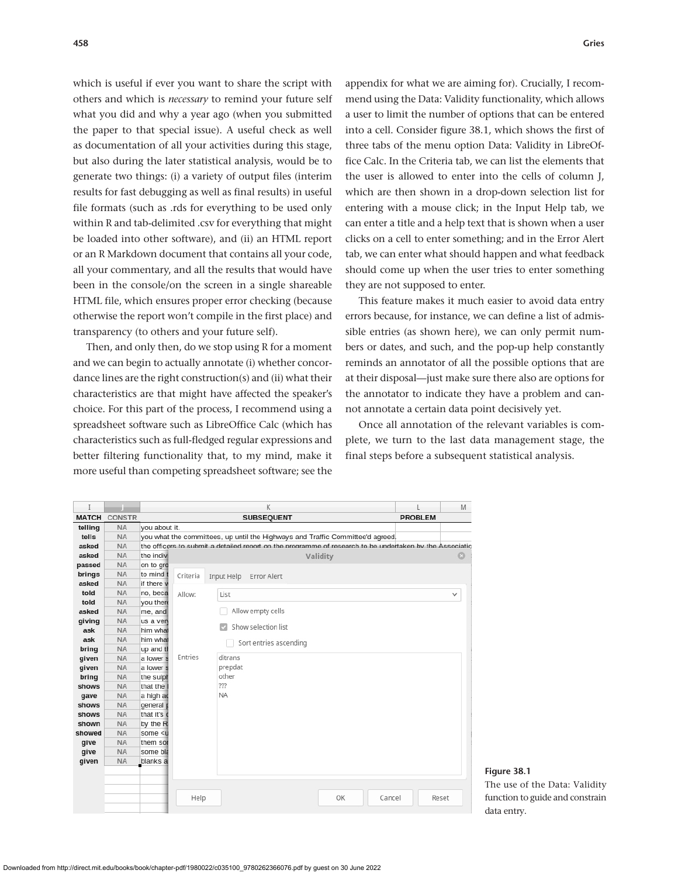which is useful if ever you want to share the script with others and which is *necessary* to remind your future self what you did and why a year ago (when you submitted the paper to that special issue). A useful check as well as documentation of all your activities during this stage, but also during the later statistical analysis, would be to generate two things: (i) a variety of output files (interim results for fast debugging as well as final results) in useful file formats (such as .rds for everything to be used only within R and tab-delimited .csv for everything that might be loaded into other software), and (ii) an HTML report or an R Markdown document that contains all your code, all your commentary, and all the results that would have been in the console/on the screen in a single shareable HTML file, which ensures proper error checking (because otherwise the report won't compile in the first place) and transparency (to others and your future self).

Then, and only then, do we stop using R for a moment and we can begin to actually annotate (i) whether concordance lines are the right construction(s) and (ii) what their characteristics are that might have affected the speaker's choice. For this part of the process, I recommend using a spreadsheet software such as LibreOffice Calc (which has characteristics such as full-fledged regular expressions and better filtering functionality that, to my mind, make it more useful than competing spreadsheet software; see the appendix for what we are aiming for). Crucially, I recommend using the Data: Validity functionality, which allows a user to limit the number of options that can be entered into a cell. Consider figure 38.1, which shows the first of three tabs of the menu option Data: Validity in LibreOffice Calc. In the Criteria tab, we can list the elements that the user is allowed to enter into the cells of column J, which are then shown in a drop-down selection list for entering with a mouse click; in the Input Help tab, we can enter a title and a help text that is shown when a user clicks on a cell to enter something; and in the Error Alert tab, we can enter what should happen and what feedback should come up when the user tries to enter something they are not supposed to enter.

This feature makes it much easier to avoid data entry errors because, for instance, we can define a list of admissible entries (as shown here), we can only permit numbers or dates, and such, and the pop-up help constantly reminds an annotator of all the possible options that are at their disposal—just make sure there also are options for the annotator to indicate they have a problem and cannot annotate a certain data point decisively yet.

Once all annotation of the relevant variables is complete, we turn to the last data management stage, the final steps before a subsequent statistical analysis.

**Figure 38.1**
The use of the Data: Validity function to guide and constrain data entry.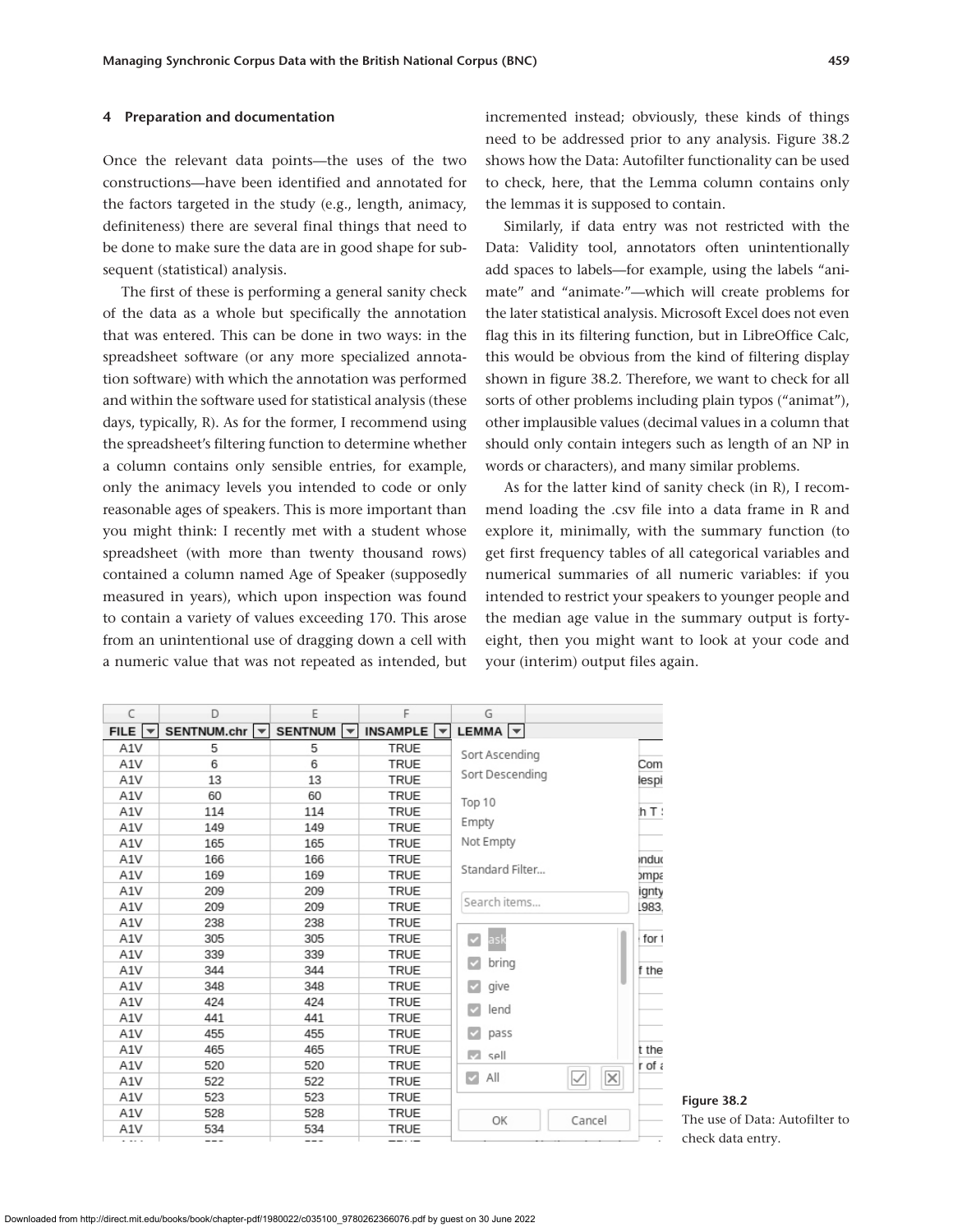## 4 Preparation and documentation

Once the relevant data points—the uses of the two constructions—have been identified and annotated for the factors targeted in the study (e.g., length, animacy, definiteness) there are several final things that need to be done to make sure the data are in good shape for subsequent (statistical) analysis.

The first of these is performing a general sanity check of the data as a whole but specifically the annotation that was entered. This can be done in two ways: in the spreadsheet software (or any more specialized annotation software) with which the annotation was performed and within the software used for statistical analysis (these days, typically, R). As for the former, I recommend using the spreadsheet's filtering function to determine whether a column contains only sensible entries, for example, only the animacy levels you intended to code or only reasonable ages of speakers. This is more important than you might think: I recently met with a student whose spreadsheet (with more than twenty thousand rows) contained a column named Age of Speaker (supposedly measured in years), which upon inspection was found to contain a variety of values exceeding 170. This arose from an unintentional use of dragging down a cell with a numeric value that was not repeated as intended, but incremented instead; obviously, these kinds of things need to be addressed prior to any analysis. Figure 38.2 shows how the Data: Autofilter functionality can be used to check, here, that the Lemma column contains only the lemmas it is supposed to contain.

Similarly, if data entry was not restricted with the Data: Validity tool, annotators often unintentionally add spaces to labels—for example, using the labels "animate" and "animate·"—which will create problems for the later statistical analysis. Microsoft Excel does not even flag this in its filtering function, but in LibreOffice Calc, this would be obvious from the kind of filtering display shown in figure 38.2. Therefore, we want to check for all sorts of other problems including plain typos ("animat"), other implausible values (decimal values in a column that should only contain integers such as length of an NP in words or characters), and many similar problems.

As for the latter kind of sanity check (in R), I recommend loading the .csv file into a data frame in R and explore it, minimally, with the summary function (to get first frequency tables of all categorical variables and numerical summaries of all numeric variables: if you intended to restrict your speakers to younger people and the median age value in the summary output is forty-eight, then you might want to look at your code and your (interim) output files again.

| FILE | SENTNUM.chr | SENTNUM | INSAMPLE |
|---|---|---|---|
| A1V | 5 | 5 | TRUE |
| A1V | 6 | 6 | TRUE |
| A1V | 13 | 13 | TRUE |
| A1V | 60 | 60 | TRUE |
| A1V | 114 | 114 | TRUE |
| A1V | 149 | 149 | TRUE |
| A1V | 165 | 165 | TRUE |
| A1V | 166 | 166 | TRUE |
| A1V | 169 | 169 | TRUE |
| A1V | 209 | 209 | TRUE |
| A1V | 209 | 209 | TRUE |
| A1V | 238 | 238 | TRUE |
| A1V | 305 | 305 | TRUE |
| A1V | 339 | 339 | TRUE |
| A1V | 344 | 344 | TRUE |
| A1V | 348 | 348 | TRUE |
| A1V | 424 | 424 | TRUE |
| A1V | 441 | 441 | TRUE |
| A1V | 455 | 455 | TRUE |
| A1V | 465 | 465 | TRUE |
| A1V | 520 | 520 | TRUE |
| A1V | 522 | 522 | TRUE |
| A1V | 523 | 523 | TRUE |
| A1V | 528 | 528 | TRUE |
| A1V | 534 | 534 | TRUE |

LEMMA filter: Sort Ascending, Sort Descending, Top 10, Empty, Not Empty, Standard Filter..., Search items... — ask, bring, give, lend, pass, sell — All — OK, Cancel

**Figure 38.2**
The use of Data: Autofilter to check data entry.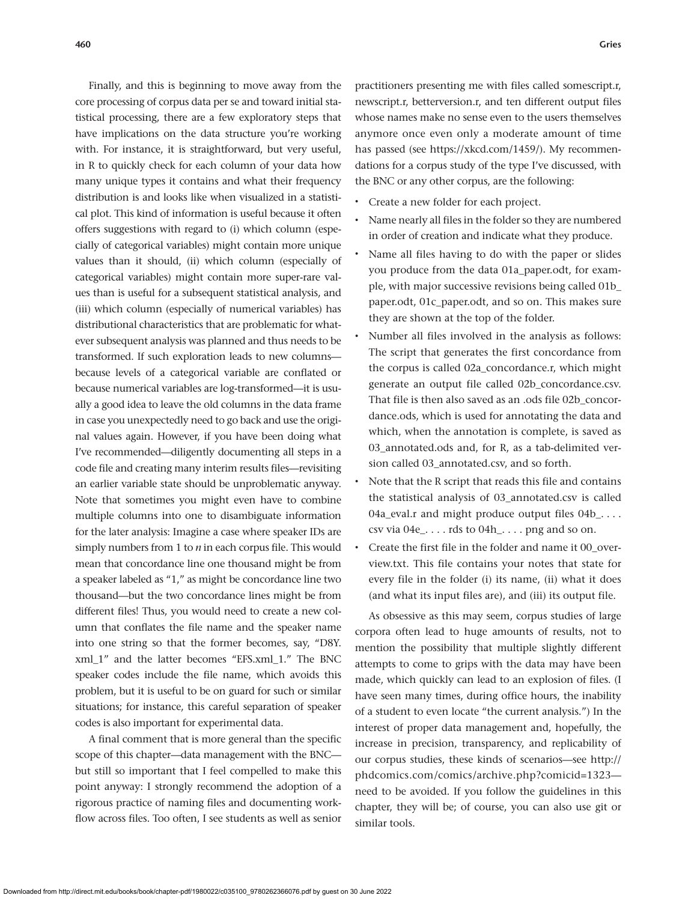Finally, and this is beginning to move away from the core processing of corpus data per se and toward initial statistical processing, there are a few exploratory steps that have implications on the data structure you're working with. For instance, it is straightforward, but very useful, in R to quickly check for each column of your data how many unique types it contains and what their frequency distribution is and looks like when visualized in a statistical plot. This kind of information is useful because it often offers suggestions with regard to (i) which column (especially of categorical variables) might contain more unique values than it should, (ii) which column (especially of categorical variables) might contain more super-rare values than is useful for a subsequent statistical analysis, and (iii) which column (especially of numerical variables) has distributional characteristics that are problematic for whatever subsequent analysis was planned and thus needs to be transformed. If such exploration leads to new columns—because levels of a categorical variable are conflated or because numerical variables are log-transformed—it is usually a good idea to leave the old columns in the data frame in case you unexpectedly need to go back and use the original values again. However, if you have been doing what I've recommended—diligently documenting all steps in a code file and creating many interim results files—revisiting an earlier variable state should be unproblematic anyway. Note that sometimes you might even have to combine multiple columns into one to disambiguate information for the later analysis: Imagine a case where speaker IDs are simply numbers from 1 to *n* in each corpus file. This would mean that concordance line one thousand might be from a speaker labeled as "1," as might be concordance line two thousand—but the two concordance lines might be from different files! Thus, you would need to create a new column that conflates the file name and the speaker name into one string so that the former becomes, say, "D8Y.xml_1" and the latter becomes "EFS.xml_1." The BNC speaker codes include the file name, which avoids this problem, but it is useful to be on guard for such or similar situations; for instance, this careful separation of speaker codes is also important for experimental data.

A final comment that is more general than the specific scope of this chapter—data management with the BNC—but still so important that I feel compelled to make this point anyway: I strongly recommend the adoption of a rigorous practice of naming files and documenting workflow across files. Too often, I see students as well as senior practitioners presenting me with files called somescript.r, newscript.r, betterversion.r, and ten different output files whose names make no sense even to the users themselves anymore once even only a moderate amount of time has passed (see https://xkcd.com/1459/). My recommendations for a corpus study of the type I've discussed, with the BNC or any other corpus, are the following:

- Create a new folder for each project.
- Name nearly all files in the folder so they are numbered in order of creation and indicate what they produce.
- Name all files having to do with the paper or slides you produce from the data 01a_paper.odt, for example, with major successive revisions being called 01b_paper.odt, 01c_paper.odt, and so on. This makes sure they are shown at the top of the folder.
- Number all files involved in the analysis as follows: The script that generates the first concordance from the corpus is called 02a_concordance.r, which might generate an output file called 02b_concordance.csv. That file is then also saved as an .ods file 02b_concordance.ods, which is used for annotating the data and which, when the annotation is complete, is saved as 03_annotated.ods and, for R, as a tab-delimited version called 03_annotated.csv, and so forth.
- Note that the R script that reads this file and contains the statistical analysis of 03_annotated.csv is called 04a_eval.r and might produce output files 04b_. . . . csv via 04e_. . . . rds to 04h_. . . . png and so on.
- Create the first file in the folder and name it 00_overview.txt. This file contains your notes that state for every file in the folder (i) its name, (ii) what it does (and what its input files are), and (iii) its output file.

As obsessive as this may seem, corpus studies of large corpora often lead to huge amounts of results, not to mention the possibility that multiple slightly different attempts to come to grips with the data may have been made, which quickly can lead to an explosion of files. (I have seen many times, during office hours, the inability of a student to even locate "the current analysis.") In the interest of proper data management and, hopefully, the increase in precision, transparency, and replicability of our corpus studies, these kinds of scenarios—see http://phdcomics.com/comics/archive.php?comicid=1323—need to be avoided. If you follow the guidelines in this chapter, they will be; of course, you can also use git or similar tools.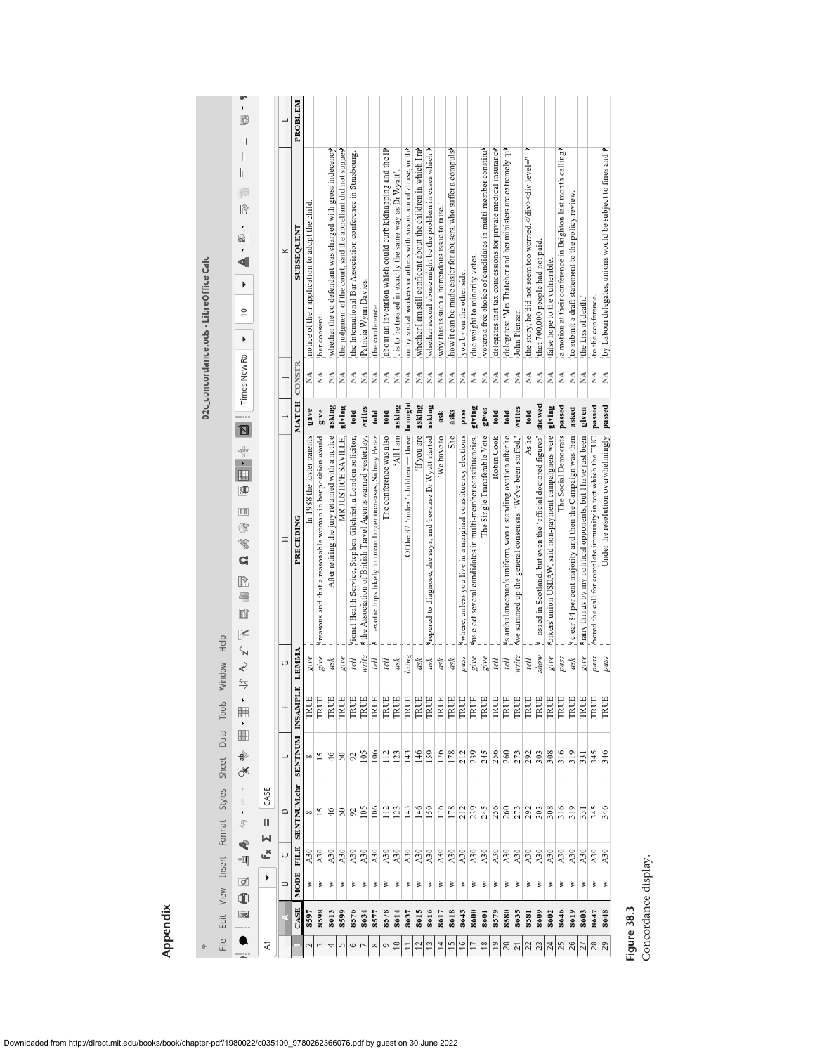## Appendix

| CASE | MODE | FILE | SENTNUM.chr | SENTNUM | INSAMPLE | LEMMA | PRECEDING | MATCH | CONSTR | SUBSEQUENT | PROBLEM |
|---|---|---|---|---|---|---|---|---|---|---|---|
| 8597 | w | A30 | 8 | 8 | TRUE | give | In 1988 the foster parents | gave | NA | notice of their application to adopt the child. | |
| 8598 | w | A30 | 15 | 15 | TRUE | give | reasons and that a reasonable woman in her position would | give | NA | her consent. | |
| 8613 | w | A30 | 46 | 46 | TRUE | ask | After retiring the jury returned with a notice | asking | NA | whether the co-defendant was charged with gross indecency | |
| 8599 | w | A30 | 50 | 50 | TRUE | give | MR JUSTICE SAVILLE, | giving | NA | the judgment of the court, said the appellant did not sugges | |
| 8576 | w | A30 | 92 | 92 | TRUE | tell | tional Health Service, Stephen Gilchrist, a London solicitor, | told | NA | the International Bar Association conference in Strasbourg. | |
| 8634 | w | A30 | 105 | 105 | TRUE | write | the Association of British Travel Agents warned yesterday, | writes | NA | Patricia Wynn Davies. | |
| 8577 | w | A30 | 106 | 106 | TRUE | tell | exotic trips likely to incur larger increases, Sidney Perez | told | NA | the conference. | |
| 8578 | w | A30 | 112 | 112 | TRUE | tell | The conference was also | told | NA | about an invention which could curb kidnapping and the i | |
| 8614 | w | A30 | 123 | 123 | TRUE | ask | 'All I am | asking | NA | , is to be treated in exactly the same way as Dr Wyatt'. | |
| 8637 | w | A30 | 143 | 143 | TRUE | bring | Of the 82 'index' children — those | brought | NA | in by social workers or others with suspicion of abuse, or th | |
| 8615 | w | A30 | 146 | 146 | TRUE | ask | 'If you are | asking | NA | whether I am still confident about the children in which I ra | |
| 8616 | w | A30 | 159 | 159 | TRUE | ask | repared to diagnose, she says, and because Dr Wyatt started | asking | NA | whether sexual abuse might be the problem in cases which | |
| 8617 | w | A30 | 176 | 176 | TRUE | ask | 'We have to | ask | NA | why this is such a horrendous issue to raise.' | |
| 8618 | w | A30 | 178 | 178 | TRUE | ask | She | asks | NA | how it can be made easier for abusers who suffer a compuls | |
| 8645 | w | A30 | 212 | 212 | TRUE | pass | where, unless you live in a marginal constituency elections | pass | NA | you by on the other side. | |
| 8600 | w | A30 | 239 | 239 | TRUE | give | ns elect several candidates in multi-member constituencies, | giving | NA | due weight to minority votes. | |
| 8601 | w | A30 | 245 | 245 | TRUE | give | The Single Transferable Vote | gives | NA | voters a free choice of candidates in multi-member constitu | |
| 8579 | w | A30 | 256 | 256 | TRUE | tell | Robin Cook | told | NA | delegates that tax concessions for private medical insurance | |
| 8580 | w | A30 | 260 | 260 | TRUE | tell | s ambulanceman's uniform, won a standing ovation after he | told | NA | delegates: 'Mrs Thatcher and her ministers are extremely q | |
| 8635 | w | A30 | 273 | 273 | TRUE | write | we summed up the general consensus: 'We've been stuffed,' | writes | NA | John Pienaar. | |
| 8581 | w | A30 | 292 | 292 | TRUE | tell | As he | told | NA | the story, he did not seem too worried.</div><div level=" | |
| 8609 | w | A30 | 303 | 303 | TRUE | show | ssued in Scotland, but even the 'official doctored figures' | showed | NA | that 700,000 people had not paid. | |
| 8602 | w | A30 | 308 | 308 | TRUE | give | orkers' union USDAW, said non-payment campaigners were | giving | NA | false hope to the vulnerable. | |
| 8646 | w | A30 | 316 | 316 | TRUE | pass | The Social Democrats | passed | NA | a motion at their conference in Brighton last month calling | |
| 8619 | w | A30 | 319 | 319 | TRUE | ask | clear 84 per cent majority and then the Campaign was then | asked | NA | to submit a draft statement to the policy review. | |
| 8603 | w | A30 | 331 | 331 | TRUE | give | many things by my political opponents, but I have just been | given | NA | the kiss of death.' | |
| 8647 | w | A30 | 345 | 345 | TRUE | pass | nored the call for complete immunity in tort which the TUC | passed | NA | to the conference. | |
| 8648 | w | A30 | 346 | 346 | TRUE | pass | Under the resolution overwhelmingly | passed | NA | by Labour delegates, unions would be subject to fines and | |

**Figure 38.3**
Concordance display.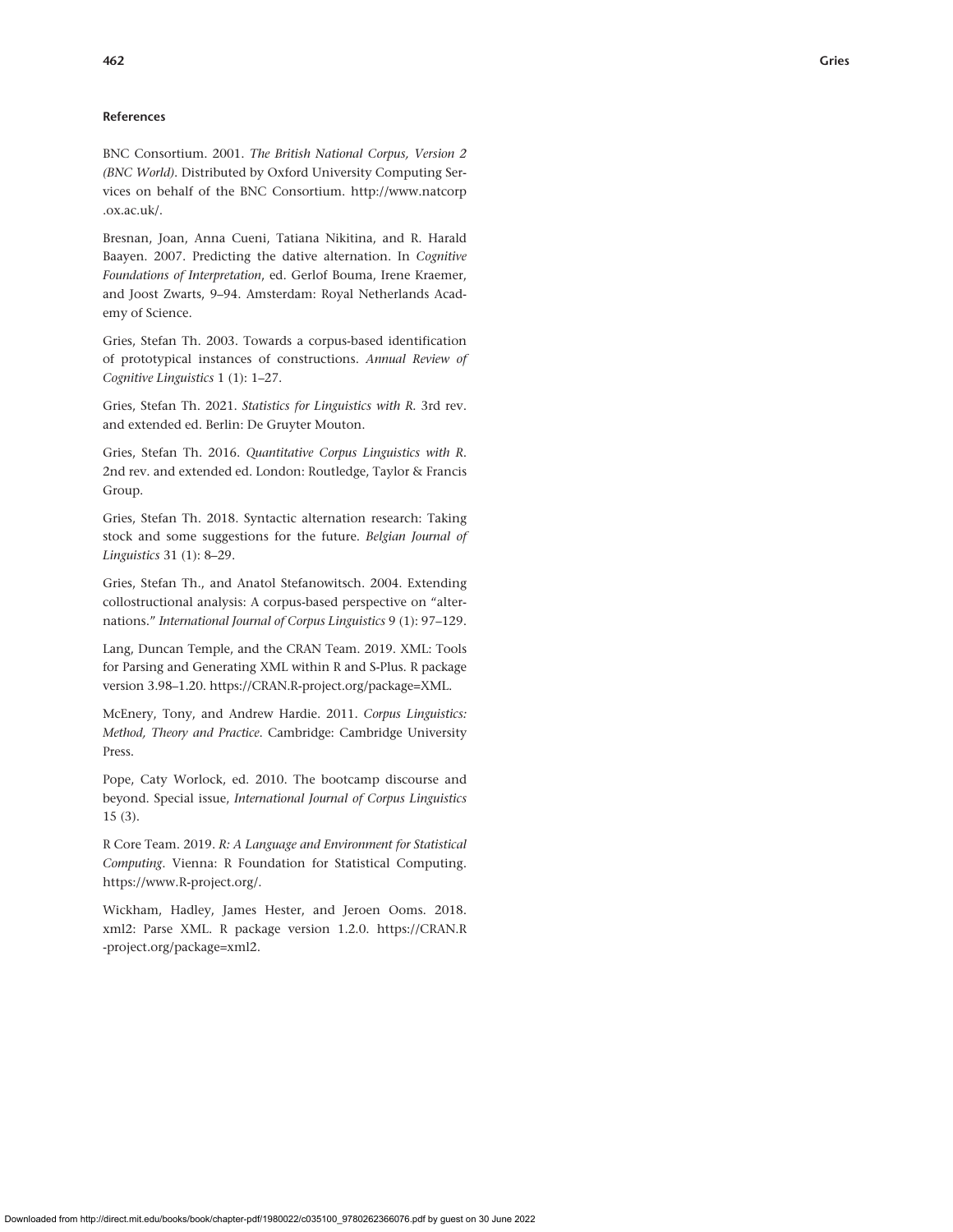#### References

BNC Consortium. 2001. *The British National Corpus, Version 2 (BNC World)*. Distributed by Oxford University Computing Services on behalf of the BNC Consortium. http://www.natcorp.ox.ac.uk/.

Bresnan, Joan, Anna Cueni, Tatiana Nikitina, and R. Harald Baayen. 2007. Predicting the dative alternation. In *Cognitive Foundations of Interpretation*, ed. Gerlof Bouma, Irene Kraemer, and Joost Zwarts, 9–94. Amsterdam: Royal Netherlands Academy of Science.

Gries, Stefan Th. 2003. Towards a corpus-based identification of prototypical instances of constructions. *Annual Review of Cognitive Linguistics* 1 (1): 1–27.

Gries, Stefan Th. 2021. *Statistics for Linguistics with R*. 3rd rev. and extended ed. Berlin: De Gruyter Mouton.

Gries, Stefan Th. 2016. *Quantitative Corpus Linguistics with R*. 2nd rev. and extended ed. London: Routledge, Taylor & Francis Group.

Gries, Stefan Th. 2018. Syntactic alternation research: Taking stock and some suggestions for the future. *Belgian Journal of Linguistics* 31 (1): 8–29.

Gries, Stefan Th., and Anatol Stefanowitsch. 2004. Extending collostructional analysis: A corpus-based perspective on "alternations." *International Journal of Corpus Linguistics* 9 (1): 97–129.

Lang, Duncan Temple, and the CRAN Team. 2019. XML: Tools for Parsing and Generating XML within R and S-Plus. R package version 3.98–1.20. https://CRAN.R-project.org/package=XML.

McEnery, Tony, and Andrew Hardie. 2011. *Corpus Linguistics: Method, Theory and Practice*. Cambridge: Cambridge University Press.

Pope, Caty Worlock, ed. 2010. The bootcamp discourse and beyond. Special issue, *International Journal of Corpus Linguistics* 15 (3).

R Core Team. 2019. *R: A Language and Environment for Statistical Computing*. Vienna: R Foundation for Statistical Computing. https://www.R-project.org/.

Wickham, Hadley, James Hester, and Jeroen Ooms. 2018. xml2: Parse XML. R package version 1.2.0. https://CRAN.R-project.org/package=xml2.